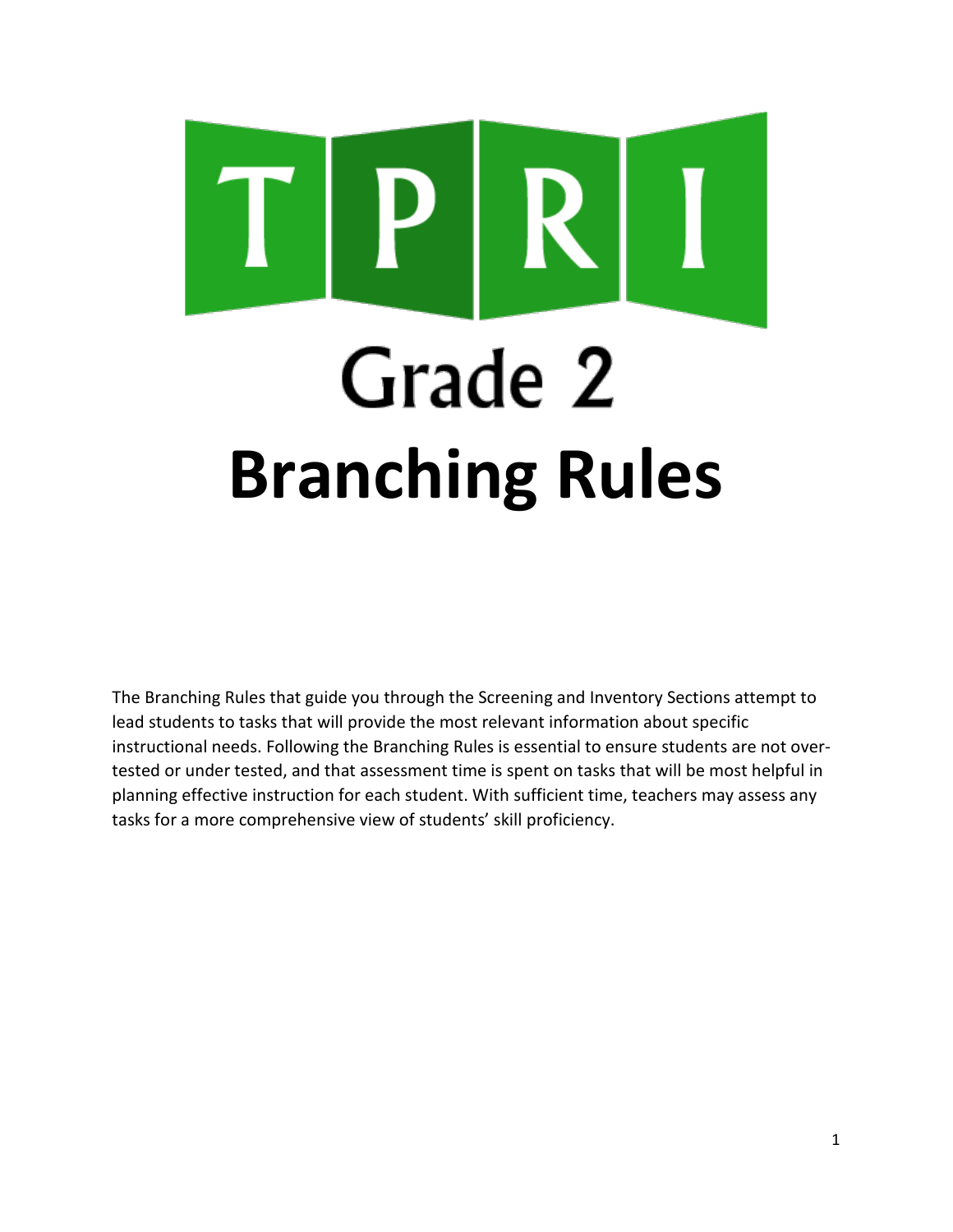# TPRI

# Grade 2

# Branching Rules

The Branching Rules that guide you through the Screening and Inventory Sections attempt to lead students to tasks that will provide the most relevant information about specific instructional needs. Following the Branching Rules is essential to ensure students are not over-tested or under tested, and that assessment time is spent on tasks that will be most helpful in planning effective instruction for each student. With sufficient time, teachers may assess any tasks for a more comprehensive view of students' skill proficiency.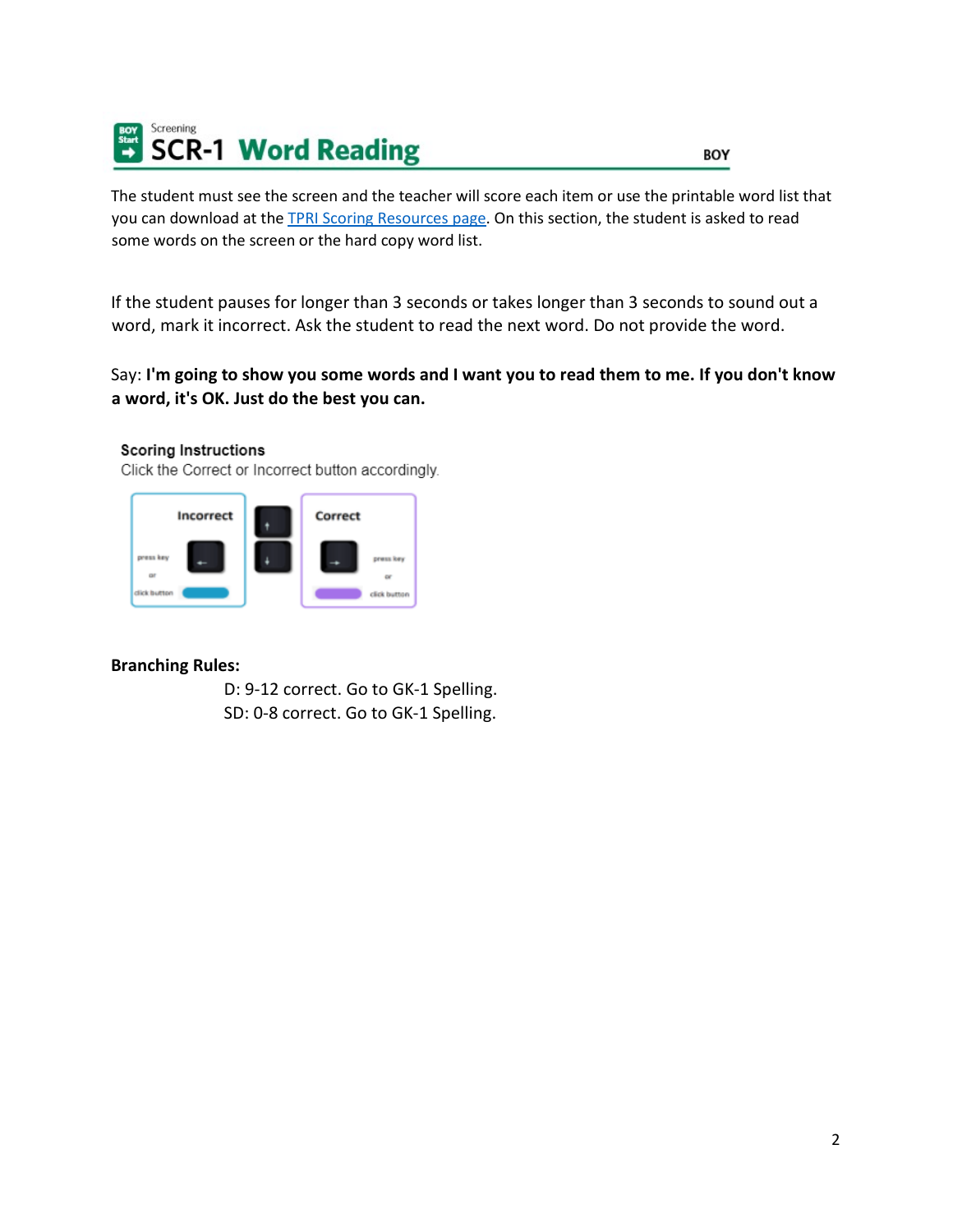Screening

# SCR-1 Word Reading

BOY

The student must see the screen and the teacher will score each item or use the printable word list that you can download at the TPRI Scoring Resources page. On this section, the student is asked to read some words on the screen or the hard copy word list.

If the student pauses for longer than 3 seconds or takes longer than 3 seconds to sound out a word, mark it incorrect. Ask the student to read the next word. Do not provide the word.

Say: **I'm going to show you some words and I want you to read them to me. If you don't know a word, it's OK. Just do the best you can.**

**Scoring Instructions**

Click the Correct or Incorrect button accordingly.

Incorrect — press key ← or click button

Correct — press key → or click button

**Branching Rules:**

D: 9-12 correct. Go to GK-1 Spelling.

SD: 0-8 correct. Go to GK-1 Spelling.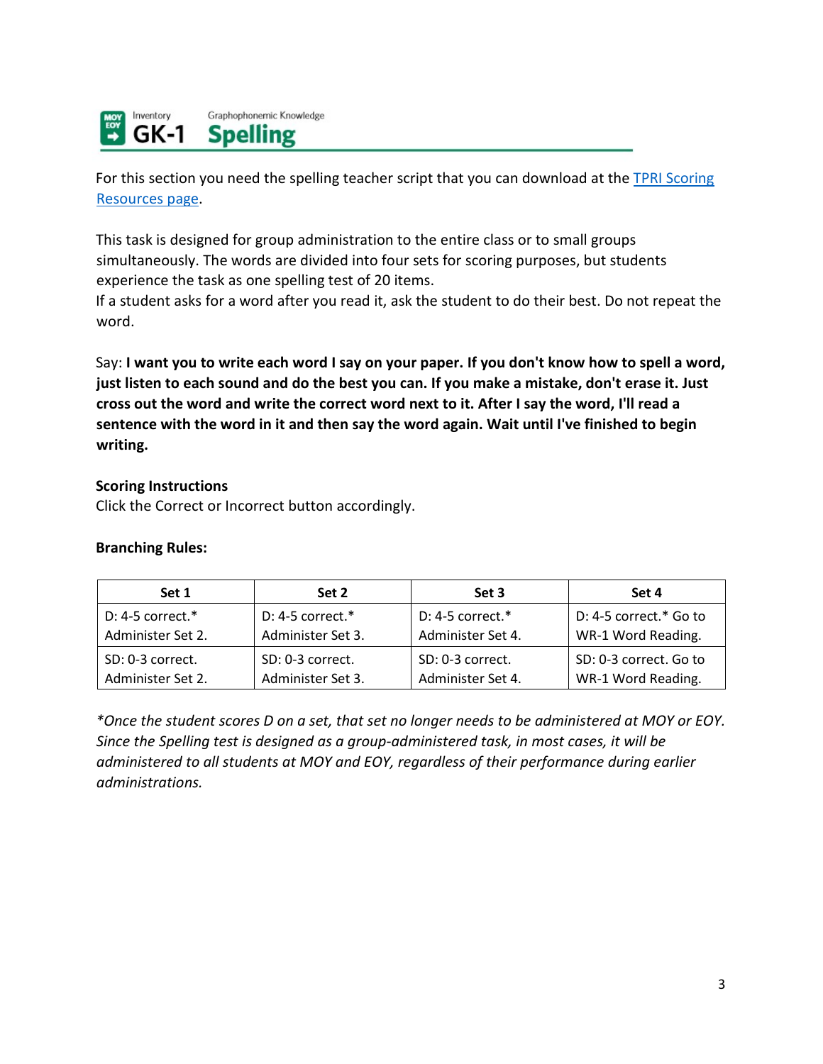MOY EOY Inventory **GK-1** Graphophonemic Knowledge

# Spelling

For this section you need the spelling teacher script that you can download at the [TPRI Scoring Resources page].

This task is designed for group administration to the entire class or to small groups simultaneously. The words are divided into four sets for scoring purposes, but students experience the task as one spelling test of 20 items.
If a student asks for a word after you read it, ask the student to do their best. Do not repeat the word.

Say: **I want you to write each word I say on your paper. If you don't know how to spell a word, just listen to each sound and do the best you can. If you make a mistake, don't erase it. Just cross out the word and write the correct word next to it. After I say the word, I'll read a sentence with the word in it and then say the word again. Wait until I've finished to begin writing.**

**Scoring Instructions**
Click the Correct or Incorrect button accordingly.

**Branching Rules:**

| Set 1 | Set 2 | Set 3 | Set 4 |
|---|---|---|---|
| D: 4-5 correct.* Administer Set 2. | D: 4-5 correct.* Administer Set 3. | D: 4-5 correct.* Administer Set 4. | D: 4-5 correct.* Go to WR-1 Word Reading. |
| SD: 0-3 correct. Administer Set 2. | SD: 0-3 correct. Administer Set 3. | SD: 0-3 correct. Administer Set 4. | SD: 0-3 correct. Go to WR-1 Word Reading. |

*\*Once the student scores D on a set, that set no longer needs to be administered at MOY or EOY. Since the Spelling test is designed as a group-administered task, in most cases, it will be administered to all students at MOY and EOY, regardless of their performance during earlier administrations.*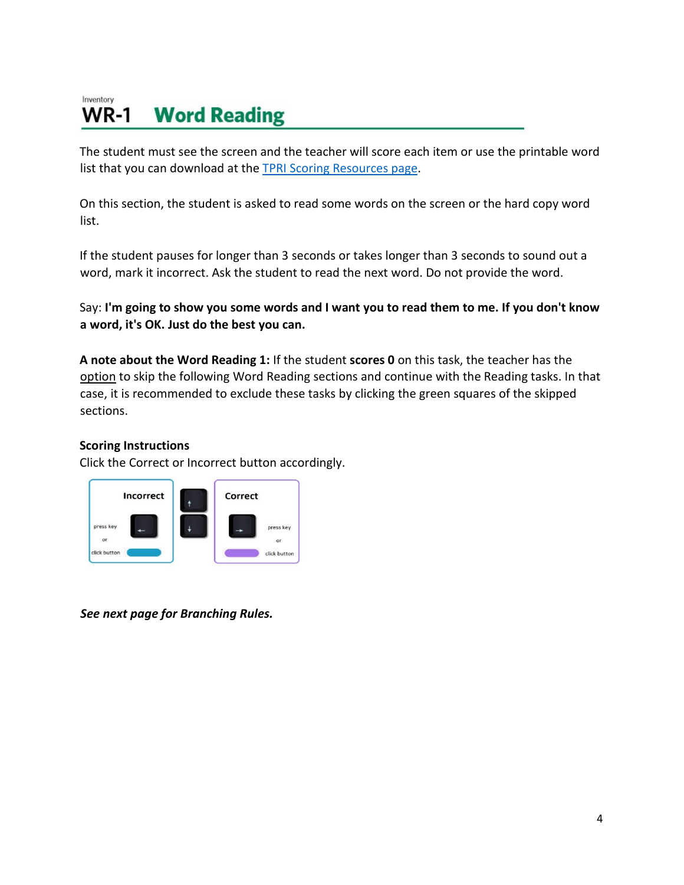Inventory

# WR-1 Word Reading

The student must see the screen and the teacher will score each item or use the printable word list that you can download at the [TPRI Scoring Resources page](#).

On this section, the student is asked to read some words on the screen or the hard copy word list.

If the student pauses for longer than 3 seconds or takes longer than 3 seconds to sound out a word, mark it incorrect. Ask the student to read the next word. Do not provide the word.

Say: **I'm going to show you some words and I want you to read them to me. If you don't know a word, it's OK. Just do the best you can.**

**A note about the Word Reading 1:** If the student **scores 0** on this task, the teacher has the option to skip the following Word Reading sections and continue with the Reading tasks. In that case, it is recommended to exclude these tasks by clicking the green squares of the skipped sections.

**Scoring Instructions**

Click the Correct or Incorrect button accordingly.

Incorrect — press key ← or click button

Correct — press key → or click button

***See next page for Branching Rules.***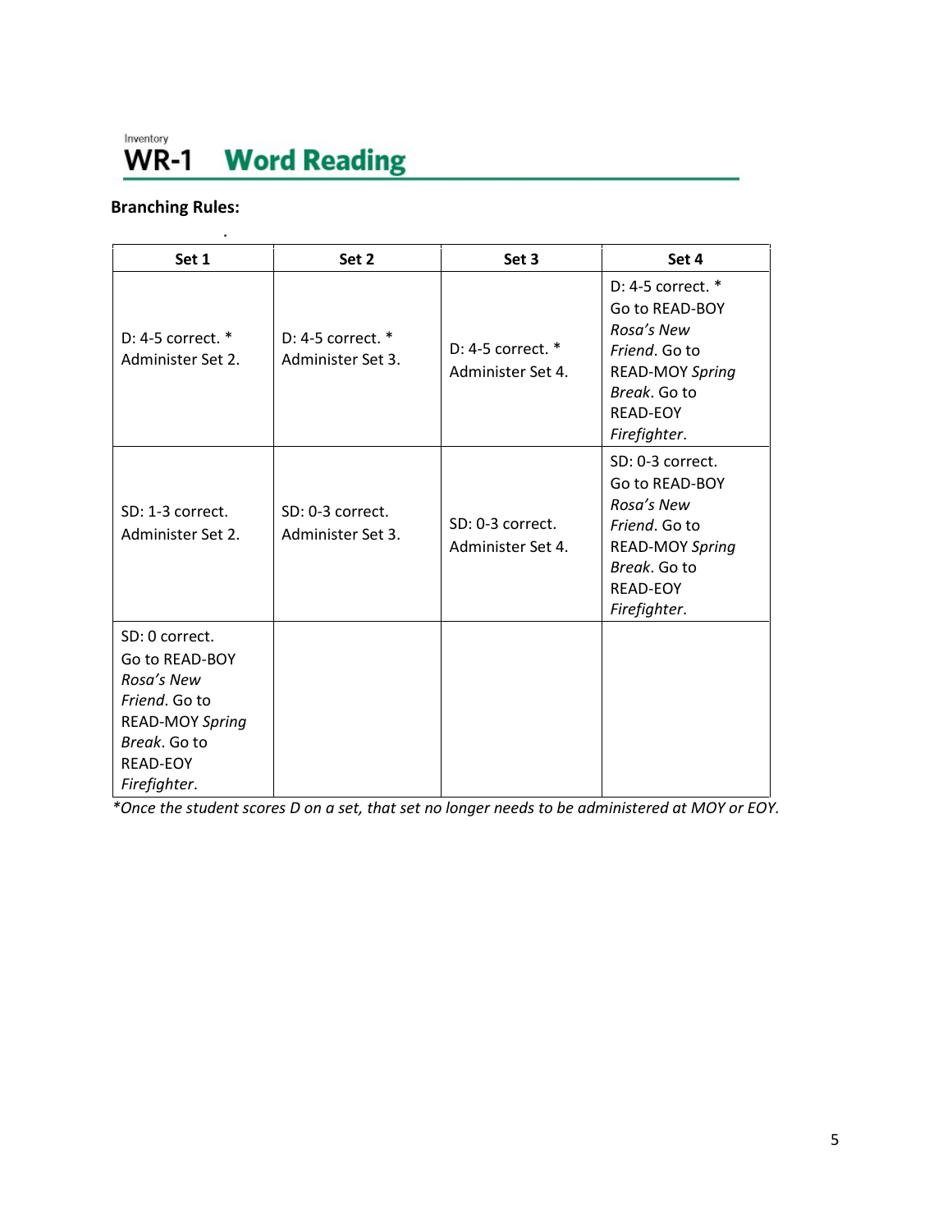Inventory
# WR-1 Word Reading

**Branching Rules:**

| Set 1 | Set 2 | Set 3 | Set 4 |
|---|---|---|---|
| D: 4-5 correct. * Administer Set 2. | D: 4-5 correct. * Administer Set 3. | D: 4-5 correct. * Administer Set 4. | D: 4-5 correct. * Go to READ-BOY *Rosa's New Friend*. Go to READ-MOY *Spring Break*. Go to READ-EOY *Firefighter*. |
| SD: 1-3 correct. Administer Set 2. | SD: 0-3 correct. Administer Set 3. | SD: 0-3 correct. Administer Set 4. | SD: 0-3 correct. Go to READ-BOY *Rosa's New Friend*. Go to READ-MOY *Spring Break*. Go to READ-EOY *Firefighter*. |
| SD: 0 correct. Go to READ-BOY *Rosa's New Friend*. Go to READ-MOY *Spring Break*. Go to READ-EOY *Firefighter*. | | | |

*\*Once the student scores D on a set, that set no longer needs to be administered at MOY or EOY.*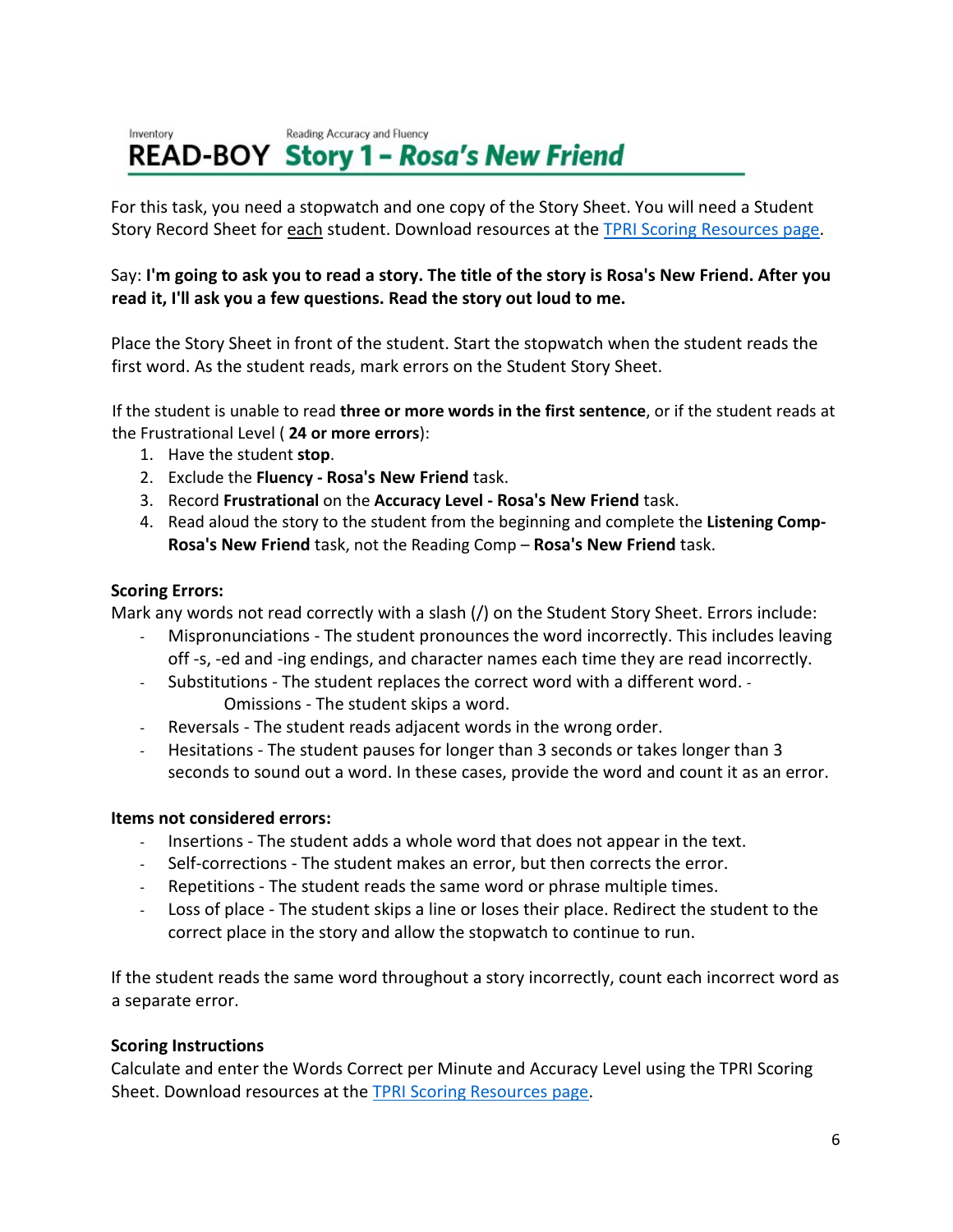Inventory Reading Accuracy and Fluency

# READ-BOY Story 1 – *Rosa's New Friend*

For this task, you need a stopwatch and one copy of the Story Sheet. You will need a Student Story Record Sheet for each student. Download resources at the TPRI Scoring Resources page.

Say: **I'm going to ask you to read a story. The title of the story is Rosa's New Friend. After you read it, I'll ask you a few questions. Read the story out loud to me.**

Place the Story Sheet in front of the student. Start the stopwatch when the student reads the first word. As the student reads, mark errors on the Student Story Sheet.

If the student is unable to read **three or more words in the first sentence**, or if the student reads at the Frustrational Level ( **24 or more errors**):

1. Have the student **stop**.
2. Exclude the **Fluency - Rosa's New Friend** task.
3. Record **Frustrational** on the **Accuracy Level - Rosa's New Friend** task.
4. Read aloud the story to the student from the beginning and complete the **Listening Comp- Rosa's New Friend** task, not the Reading Comp – **Rosa's New Friend** task.

**Scoring Errors:**

Mark any words not read correctly with a slash (/) on the Student Story Sheet. Errors include:

- Mispronunciations - The student pronounces the word incorrectly. This includes leaving off -s, -ed and -ing endings, and character names each time they are read incorrectly.
- Substitutions - The student replaces the correct word with a different word. - Omissions - The student skips a word.
- Reversals - The student reads adjacent words in the wrong order.
- Hesitations - The student pauses for longer than 3 seconds or takes longer than 3 seconds to sound out a word. In these cases, provide the word and count it as an error.

**Items not considered errors:**

- Insertions - The student adds a whole word that does not appear in the text.
- Self-corrections - The student makes an error, but then corrects the error.
- Repetitions - The student reads the same word or phrase multiple times.
- Loss of place - The student skips a line or loses their place. Redirect the student to the correct place in the story and allow the stopwatch to continue to run.

If the student reads the same word throughout a story incorrectly, count each incorrect word as a separate error.

**Scoring Instructions**

Calculate and enter the Words Correct per Minute and Accuracy Level using the TPRI Scoring Sheet. Download resources at the TPRI Scoring Resources page.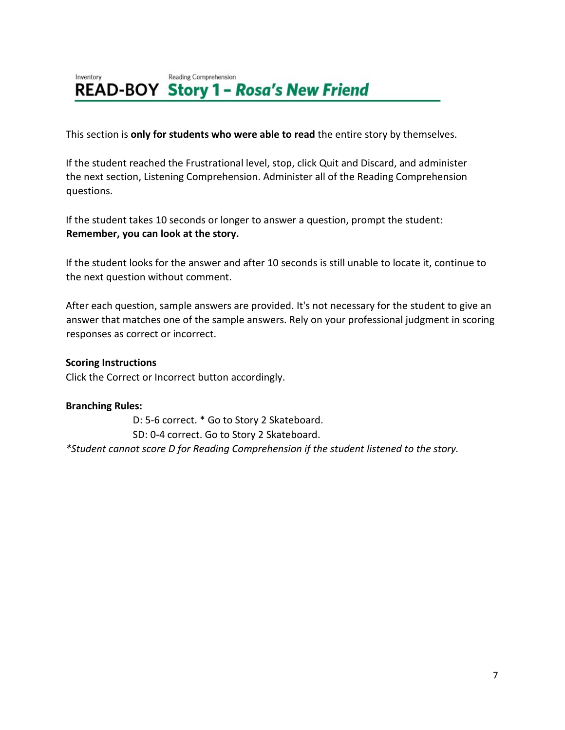Inventory

# READ-BOY

Reading Comprehension

## Story 1 - *Rosa's New Friend*

This section is **only for students who were able to read** the entire story by themselves.

If the student reached the Frustrational level, stop, click Quit and Discard, and administer the next section, Listening Comprehension. Administer all of the Reading Comprehension questions.

If the student takes 10 seconds or longer to answer a question, prompt the student: **Remember, you can look at the story.**

If the student looks for the answer and after 10 seconds is still unable to locate it, continue to the next question without comment.

After each question, sample answers are provided. It's not necessary for the student to give an answer that matches one of the sample answers. Rely on your professional judgment in scoring responses as correct or incorrect.

**Scoring Instructions**
Click the Correct or Incorrect button accordingly.

**Branching Rules:**

D: 5-6 correct. * Go to Story 2 Skateboard.
SD: 0-4 correct. Go to Story 2 Skateboard.

*\*Student cannot score D for Reading Comprehension if the student listened to the story.*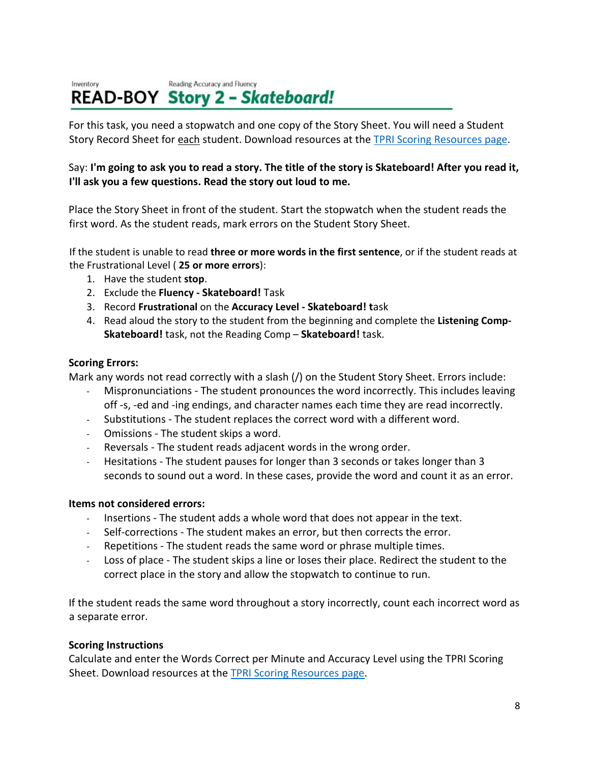Inventory Reading Accuracy and Fluency

# READ-BOY Story 2 – *Skateboard!*

For this task, you need a stopwatch and one copy of the Story Sheet. You will need a Student Story Record Sheet for each student. Download resources at the [TPRI Scoring Resources page](TPRI Scoring Resources page).

Say: **I'm going to ask you to read a story. The title of the story is Skateboard! After you read it, I'll ask you a few questions. Read the story out loud to me.**

Place the Story Sheet in front of the student. Start the stopwatch when the student reads the first word. As the student reads, mark errors on the Student Story Sheet.

If the student is unable to read **three or more words in the first sentence**, or if the student reads at the Frustrational Level ( **25 or more errors**):

1. Have the student **stop**.
2. Exclude the **Fluency - Skateboard!** Task
3. Record **Frustrational** on the **Accuracy Level - Skateboard! t**ask
4. Read aloud the story to the student from the beginning and complete the **Listening Comp-Skateboard!** task, not the Reading Comp – **Skateboard!** task.

**Scoring Errors:**

Mark any words not read correctly with a slash (/) on the Student Story Sheet. Errors include:

- Mispronunciations - The student pronounces the word incorrectly. This includes leaving off -s, -ed and -ing endings, and character names each time they are read incorrectly.
- Substitutions - The student replaces the correct word with a different word.
- Omissions - The student skips a word.
- Reversals - The student reads adjacent words in the wrong order.
- Hesitations - The student pauses for longer than 3 seconds or takes longer than 3 seconds to sound out a word. In these cases, provide the word and count it as an error.

**Items not considered errors:**

- Insertions - The student adds a whole word that does not appear in the text.
- Self-corrections - The student makes an error, but then corrects the error.
- Repetitions - The student reads the same word or phrase multiple times.
- Loss of place - The student skips a line or loses their place. Redirect the student to the correct place in the story and allow the stopwatch to continue to run.

If the student reads the same word throughout a story incorrectly, count each incorrect word as a separate error.

**Scoring Instructions**

Calculate and enter the Words Correct per Minute and Accuracy Level using the TPRI Scoring Sheet. Download resources at the [TPRI Scoring Resources page](TPRI Scoring Resources page).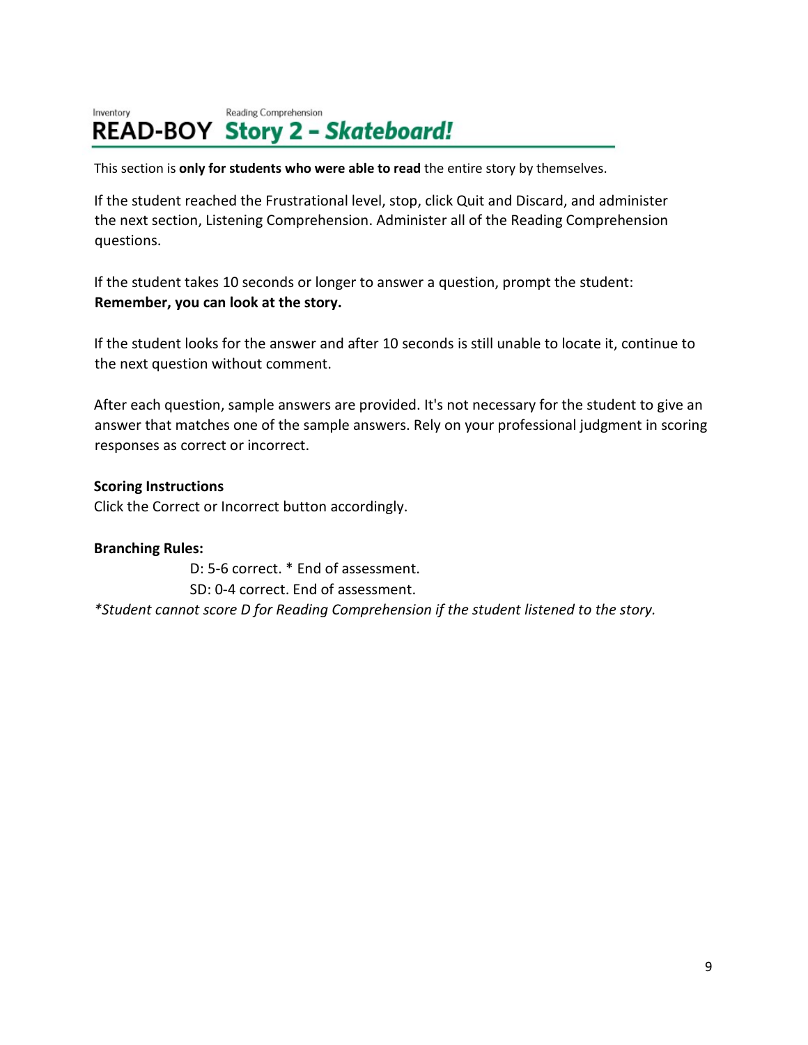Inventory Reading Comprehension

# READ-BOY Story 2 – *Skateboard!*

This section is **only for students who were able to read** the entire story by themselves.

If the student reached the Frustrational level, stop, click Quit and Discard, and administer the next section, Listening Comprehension. Administer all of the Reading Comprehension questions.

If the student takes 10 seconds or longer to answer a question, prompt the student: **Remember, you can look at the story.**

If the student looks for the answer and after 10 seconds is still unable to locate it, continue to the next question without comment.

After each question, sample answers are provided. It's not necessary for the student to give an answer that matches one of the sample answers. Rely on your professional judgment in scoring responses as correct or incorrect.

**Scoring Instructions**
Click the Correct or Incorrect button accordingly.

**Branching Rules:**

D: 5-6 correct. * End of assessment.
SD: 0-4 correct. End of assessment.

*\*Student cannot score D for Reading Comprehension if the student listened to the story.*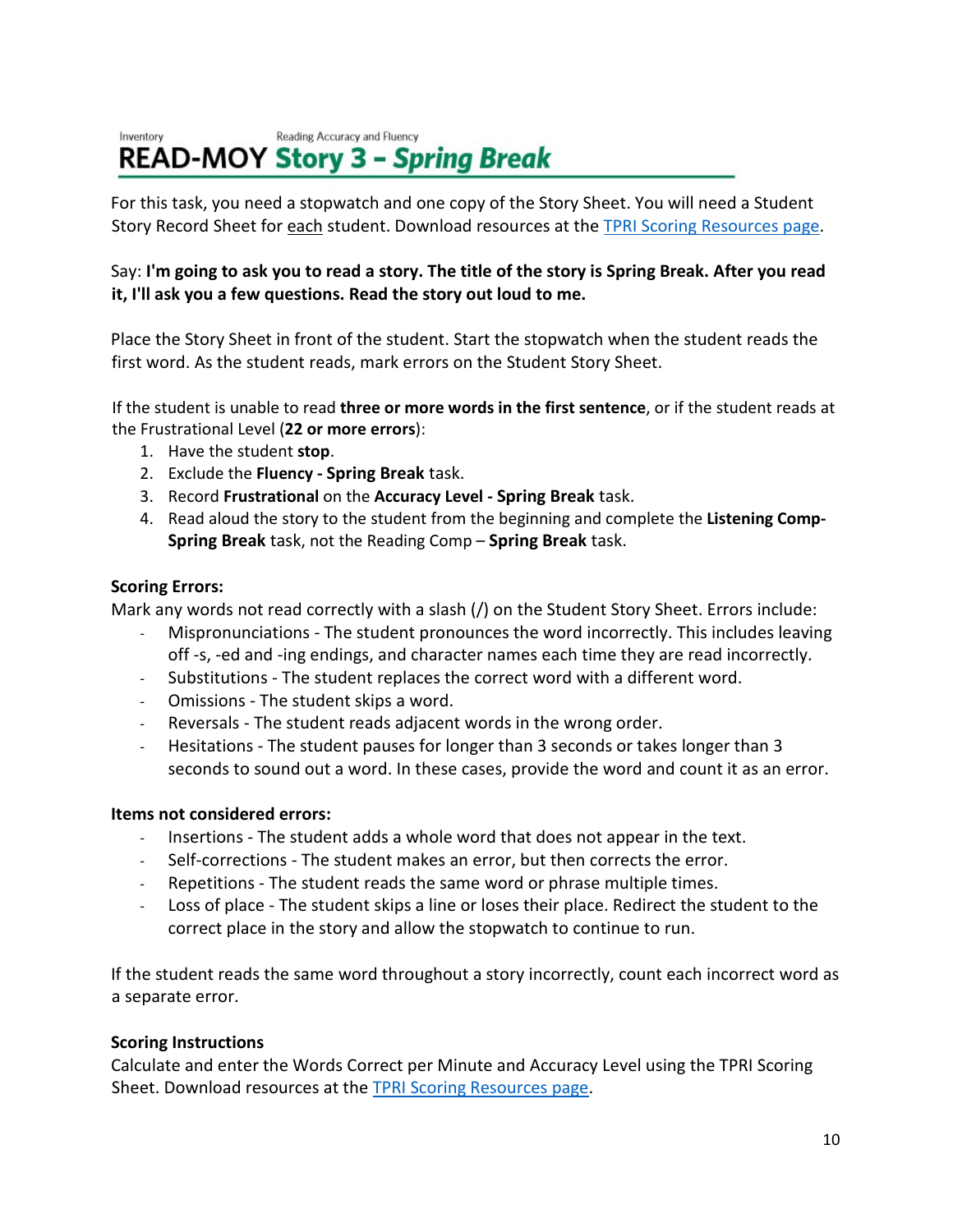Inventory Reading Accuracy and Fluency

# READ-MOY Story 3 – *Spring Break*

For this task, you need a stopwatch and one copy of the Story Sheet. You will need a Student Story Record Sheet for each student. Download resources at the [TPRI Scoring Resources page](#).

Say: **I'm going to ask you to read a story. The title of the story is Spring Break. After you read it, I'll ask you a few questions. Read the story out loud to me.**

Place the Story Sheet in front of the student. Start the stopwatch when the student reads the first word. As the student reads, mark errors on the Student Story Sheet.

If the student is unable to read **three or more words in the first sentence**, or if the student reads at the Frustrational Level (**22 or more errors**):

1. Have the student **stop**.
2. Exclude the **Fluency - Spring Break** task.
3. Record **Frustrational** on the **Accuracy Level - Spring Break** task.
4. Read aloud the story to the student from the beginning and complete the **Listening Comp- Spring Break** task, not the Reading Comp – **Spring Break** task.

**Scoring Errors:**

Mark any words not read correctly with a slash (/) on the Student Story Sheet. Errors include:

- Mispronunciations - The student pronounces the word incorrectly. This includes leaving off -s, -ed and -ing endings, and character names each time they are read incorrectly.
- Substitutions - The student replaces the correct word with a different word.
- Omissions - The student skips a word.
- Reversals - The student reads adjacent words in the wrong order.
- Hesitations - The student pauses for longer than 3 seconds or takes longer than 3 seconds to sound out a word. In these cases, provide the word and count it as an error.

**Items not considered errors:**

- Insertions - The student adds a whole word that does not appear in the text.
- Self-corrections - The student makes an error, but then corrects the error.
- Repetitions - The student reads the same word or phrase multiple times.
- Loss of place - The student skips a line or loses their place. Redirect the student to the correct place in the story and allow the stopwatch to continue to run.

If the student reads the same word throughout a story incorrectly, count each incorrect word as a separate error.

**Scoring Instructions**

Calculate and enter the Words Correct per Minute and Accuracy Level using the TPRI Scoring Sheet. Download resources at the [TPRI Scoring Resources page](#).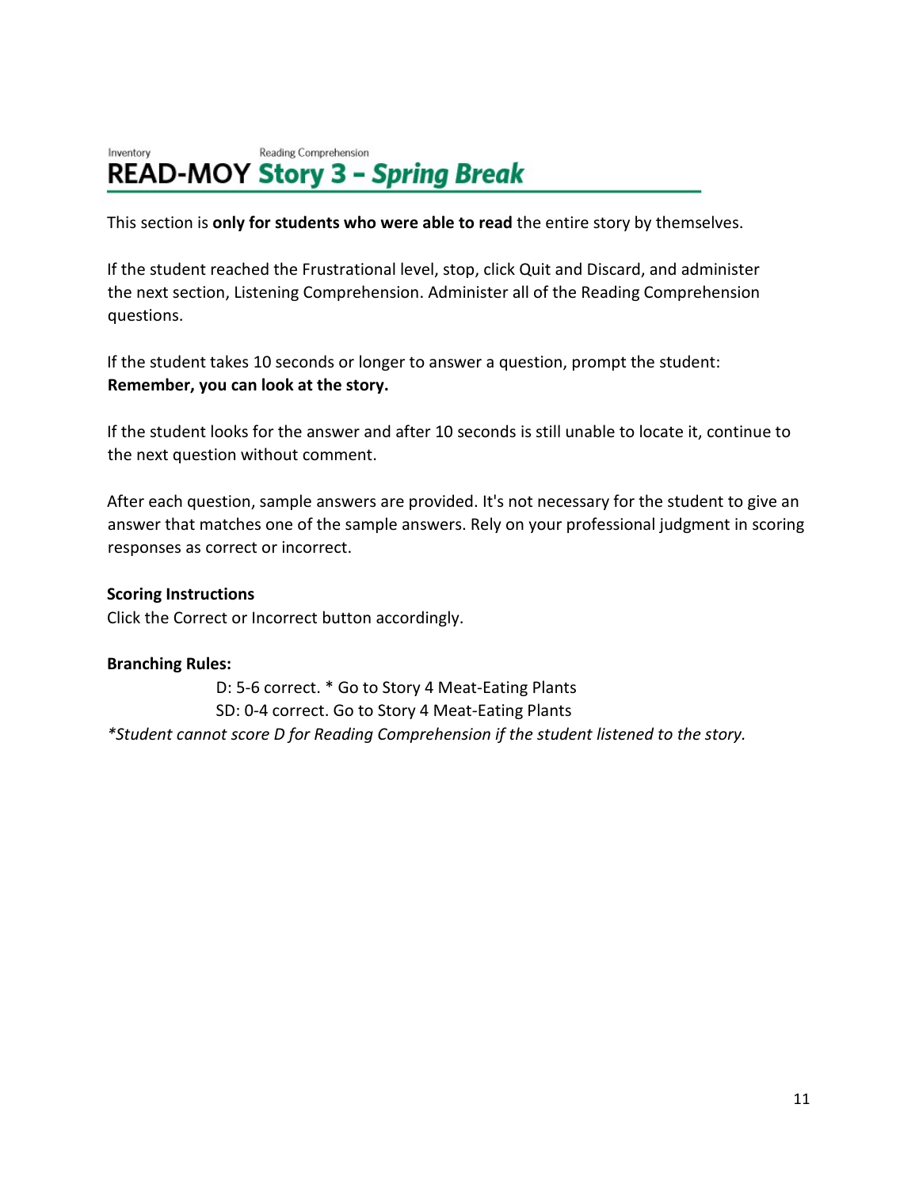Inventory Reading Comprehension

# READ-MOY Story 3 – *Spring Break*

This section is **only for students who were able to read** the entire story by themselves.

If the student reached the Frustrational level, stop, click Quit and Discard, and administer the next section, Listening Comprehension. Administer all of the Reading Comprehension questions.

If the student takes 10 seconds or longer to answer a question, prompt the student: **Remember, you can look at the story.**

If the student looks for the answer and after 10 seconds is still unable to locate it, continue to the next question without comment.

After each question, sample answers are provided. It's not necessary for the student to give an answer that matches one of the sample answers. Rely on your professional judgment in scoring responses as correct or incorrect.

**Scoring Instructions**
Click the Correct or Incorrect button accordingly.

**Branching Rules:**

D: 5-6 correct. * Go to Story 4 Meat-Eating Plants
SD: 0-4 correct. Go to Story 4 Meat-Eating Plants

*\*Student cannot score D for Reading Comprehension if the student listened to the story.*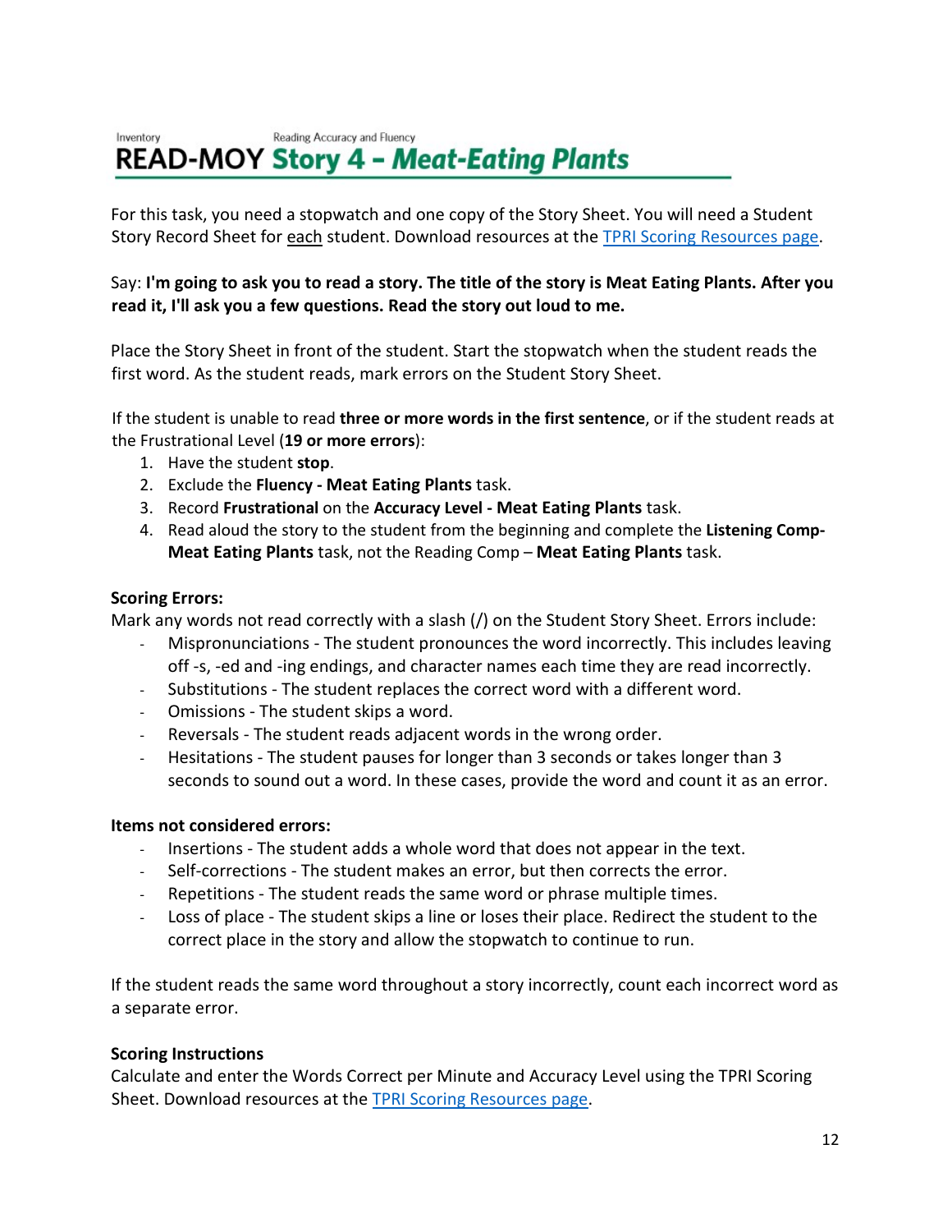Inventory    Reading Accuracy and Fluency

# READ-MOY *Story 4 – Meat-Eating Plants*

For this task, you need a stopwatch and one copy of the Story Sheet. You will need a Student Story Record Sheet for each student. Download resources at the TPRI Scoring Resources page.

Say: **I'm going to ask you to read a story. The title of the story is Meat Eating Plants. After you read it, I'll ask you a few questions. Read the story out loud to me.**

Place the Story Sheet in front of the student. Start the stopwatch when the student reads the first word. As the student reads, mark errors on the Student Story Sheet.

If the student is unable to read **three or more words in the first sentence**, or if the student reads at the Frustrational Level (**19 or more errors**):

1. Have the student **stop**.
2. Exclude the **Fluency - Meat Eating Plants** task.
3. Record **Frustrational** on the **Accuracy Level - Meat Eating Plants** task.
4. Read aloud the story to the student from the beginning and complete the **Listening Comp- Meat Eating Plants** task, not the Reading Comp – **Meat Eating Plants** task.

**Scoring Errors:**
Mark any words not read correctly with a slash (/) on the Student Story Sheet. Errors include:

- Mispronunciations - The student pronounces the word incorrectly. This includes leaving off -s, -ed and -ing endings, and character names each time they are read incorrectly.
- Substitutions - The student replaces the correct word with a different word.
- Omissions - The student skips a word.
- Reversals - The student reads adjacent words in the wrong order.
- Hesitations - The student pauses for longer than 3 seconds or takes longer than 3 seconds to sound out a word. In these cases, provide the word and count it as an error.

**Items not considered errors:**

- Insertions - The student adds a whole word that does not appear in the text.
- Self-corrections - The student makes an error, but then corrects the error.
- Repetitions - The student reads the same word or phrase multiple times.
- Loss of place - The student skips a line or loses their place. Redirect the student to the correct place in the story and allow the stopwatch to continue to run.

If the student reads the same word throughout a story incorrectly, count each incorrect word as a separate error.

**Scoring Instructions**
Calculate and enter the Words Correct per Minute and Accuracy Level using the TPRI Scoring Sheet. Download resources at the TPRI Scoring Resources page.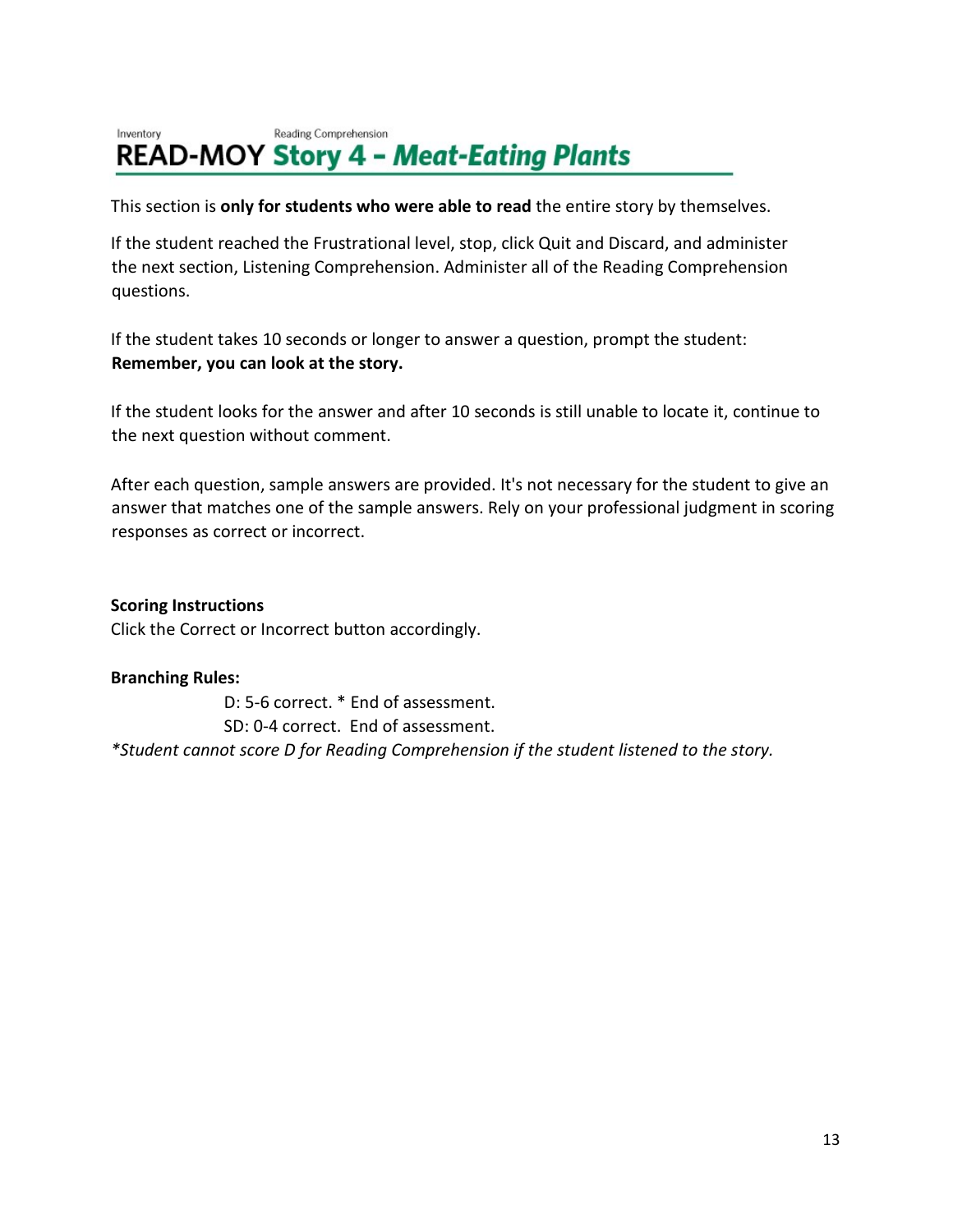Inventory Reading Comprehension

# READ-MOY Story 4 – *Meat-Eating Plants*

This section is **only for students who were able to read** the entire story by themselves.

If the student reached the Frustrational level, stop, click Quit and Discard, and administer the next section, Listening Comprehension. Administer all of the Reading Comprehension questions.

If the student takes 10 seconds or longer to answer a question, prompt the student: **Remember, you can look at the story.**

If the student looks for the answer and after 10 seconds is still unable to locate it, continue to the next question without comment.

After each question, sample answers are provided. It's not necessary for the student to give an answer that matches one of the sample answers. Rely on your professional judgment in scoring responses as correct or incorrect.

**Scoring Instructions**
Click the Correct or Incorrect button accordingly.

**Branching Rules:**

D: 5-6 correct. * End of assessment.
SD: 0-4 correct. End of assessment.

*\*Student cannot score D for Reading Comprehension if the student listened to the story.*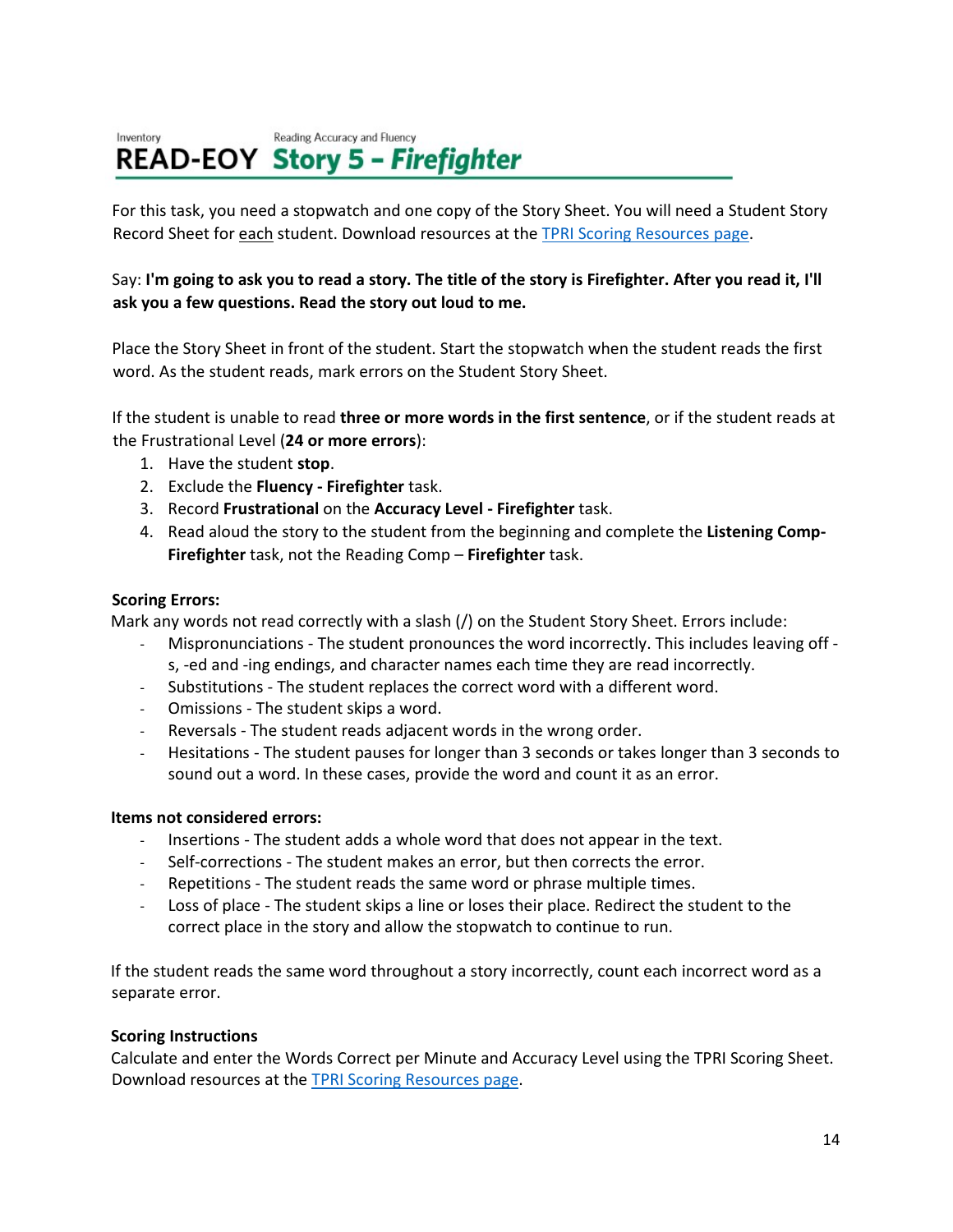Inventory

# READ-EOY

Reading Accuracy and Fluency

# Story 5 – *Firefighter*

For this task, you need a stopwatch and one copy of the Story Sheet. You will need a Student Story Record Sheet for each student. Download resources at the [TPRI Scoring Resources page](TPRI Scoring Resources page).

Say: **I'm going to ask you to read a story. The title of the story is Firefighter. After you read it, I'll ask you a few questions. Read the story out loud to me.**

Place the Story Sheet in front of the student. Start the stopwatch when the student reads the first word. As the student reads, mark errors on the Student Story Sheet.

If the student is unable to read **three or more words in the first sentence**, or if the student reads at the Frustrational Level (**24 or more errors**):

1. Have the student **stop**.
2. Exclude the **Fluency - Firefighter** task.
3. Record **Frustrational** on the **Accuracy Level - Firefighter** task.
4. Read aloud the story to the student from the beginning and complete the **Listening Comp-Firefighter** task, not the Reading Comp – **Firefighter** task.

**Scoring Errors:**

Mark any words not read correctly with a slash (/) on the Student Story Sheet. Errors include:

- Mispronunciations - The student pronounces the word incorrectly. This includes leaving off -s, -ed and -ing endings, and character names each time they are read incorrectly.
- Substitutions - The student replaces the correct word with a different word.
- Omissions - The student skips a word.
- Reversals - The student reads adjacent words in the wrong order.
- Hesitations - The student pauses for longer than 3 seconds or takes longer than 3 seconds to sound out a word. In these cases, provide the word and count it as an error.

**Items not considered errors:**

- Insertions - The student adds a whole word that does not appear in the text.
- Self-corrections - The student makes an error, but then corrects the error.
- Repetitions - The student reads the same word or phrase multiple times.
- Loss of place - The student skips a line or loses their place. Redirect the student to the correct place in the story and allow the stopwatch to continue to run.

If the student reads the same word throughout a story incorrectly, count each incorrect word as a separate error.

**Scoring Instructions**

Calculate and enter the Words Correct per Minute and Accuracy Level using the TPRI Scoring Sheet. Download resources at the [TPRI Scoring Resources page](TPRI Scoring Resources page).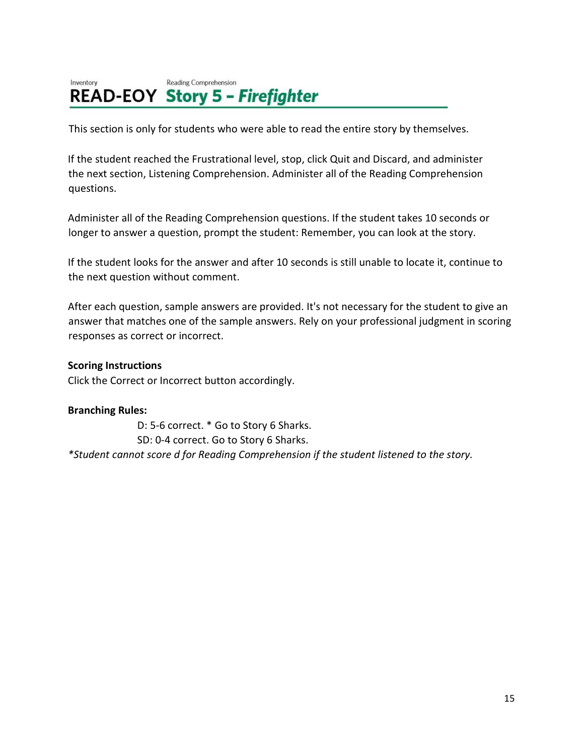Inventory

Reading Comprehension

# READ-EOY Story 5 – *Firefighter*

This section is only for students who were able to read the entire story by themselves.

If the student reached the Frustrational level, stop, click Quit and Discard, and administer the next section, Listening Comprehension. Administer all of the Reading Comprehension questions.

Administer all of the Reading Comprehension questions. If the student takes 10 seconds or longer to answer a question, prompt the student: Remember, you can look at the story.

If the student looks for the answer and after 10 seconds is still unable to locate it, continue to the next question without comment.

After each question, sample answers are provided. It's not necessary for the student to give an answer that matches one of the sample answers. Rely on your professional judgment in scoring responses as correct or incorrect.

**Scoring Instructions**
Click the Correct or Incorrect button accordingly.

**Branching Rules:**

D: 5-6 correct. * Go to Story 6 Sharks.
SD: 0-4 correct. Go to Story 6 Sharks.

*\*Student cannot score d for Reading Comprehension if the student listened to the story.*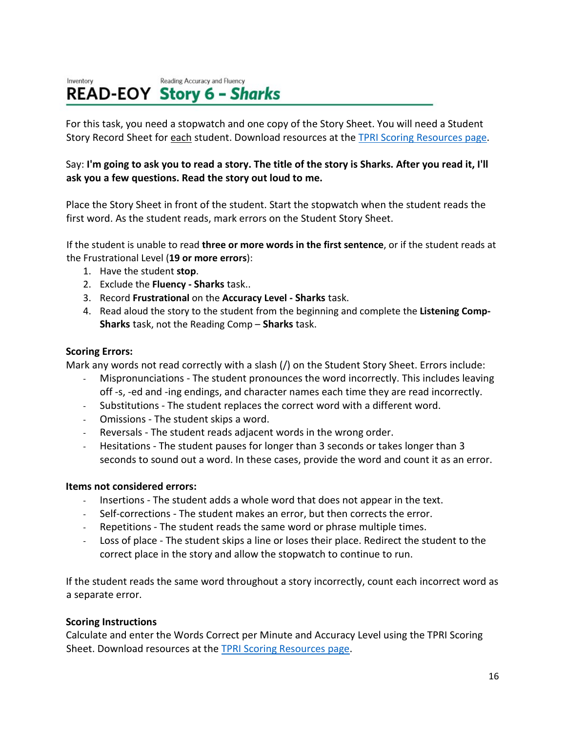Inventory | Reading Accuracy and Fluency

# READ-EOY Story 6 – *Sharks*

For this task, you need a stopwatch and one copy of the Story Sheet. You will need a Student Story Record Sheet for each student. Download resources at the TPRI Scoring Resources page.

Say: **I'm going to ask you to read a story. The title of the story is Sharks. After you read it, I'll ask you a few questions. Read the story out loud to me.**

Place the Story Sheet in front of the student. Start the stopwatch when the student reads the first word. As the student reads, mark errors on the Student Story Sheet.

If the student is unable to read **three or more words in the first sentence**, or if the student reads at the Frustrational Level (**19 or more errors**):

1. Have the student **stop**.
2. Exclude the **Fluency - Sharks** task..
3. Record **Frustrational** on the **Accuracy Level - Sharks** task.
4. Read aloud the story to the student from the beginning and complete the **Listening Comp-Sharks** task, not the Reading Comp – **Sharks** task.

**Scoring Errors:**

Mark any words not read correctly with a slash (/) on the Student Story Sheet. Errors include:

- Mispronunciations - The student pronounces the word incorrectly. This includes leaving off -s, -ed and -ing endings, and character names each time they are read incorrectly.
- Substitutions - The student replaces the correct word with a different word.
- Omissions - The student skips a word.
- Reversals - The student reads adjacent words in the wrong order.
- Hesitations - The student pauses for longer than 3 seconds or takes longer than 3 seconds to sound out a word. In these cases, provide the word and count it as an error.

**Items not considered errors:**

- Insertions - The student adds a whole word that does not appear in the text.
- Self-corrections - The student makes an error, but then corrects the error.
- Repetitions - The student reads the same word or phrase multiple times.
- Loss of place - The student skips a line or loses their place. Redirect the student to the correct place in the story and allow the stopwatch to continue to run.

If the student reads the same word throughout a story incorrectly, count each incorrect word as a separate error.

**Scoring Instructions**

Calculate and enter the Words Correct per Minute and Accuracy Level using the TPRI Scoring Sheet. Download resources at the TPRI Scoring Resources page.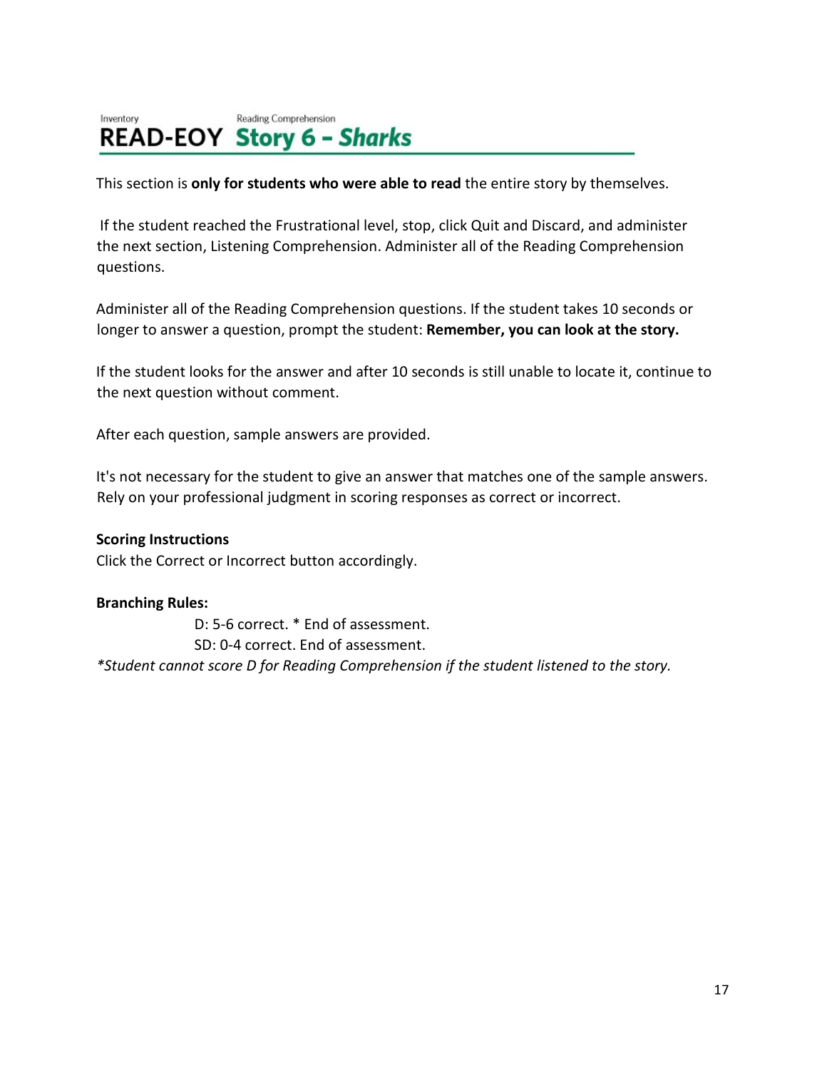Inventory

Reading Comprehension

# READ-EOY Story 6 – *Sharks*

This section is **only for students who were able to read** the entire story by themselves.

If the student reached the Frustrational level, stop, click Quit and Discard, and administer the next section, Listening Comprehension. Administer all of the Reading Comprehension questions.

Administer all of the Reading Comprehension questions. If the student takes 10 seconds or longer to answer a question, prompt the student: **Remember, you can look at the story.**

If the student looks for the answer and after 10 seconds is still unable to locate it, continue to the next question without comment.

After each question, sample answers are provided.

It's not necessary for the student to give an answer that matches one of the sample answers. Rely on your professional judgment in scoring responses as correct or incorrect.

**Scoring Instructions**
Click the Correct or Incorrect button accordingly.

**Branching Rules:**

D: 5-6 correct. * End of assessment.
SD: 0-4 correct. End of assessment.

*\*Student cannot score D for Reading Comprehension if the student listened to the story.*